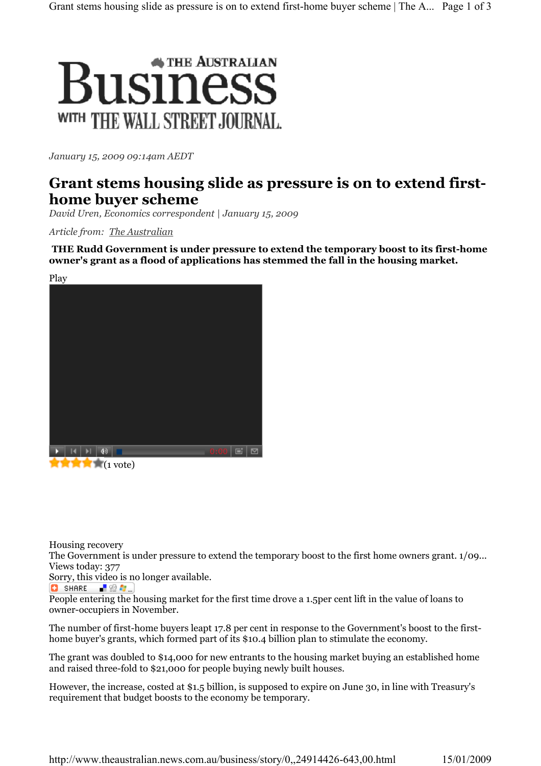THE AUSTRALIAN

# Business

WITH THE WALL STREET JOURNAL

*January 15, 2009 09:14am AEDT*

## Grant stems housing slide as pressure is on to extend first-home buyer scheme

*David Uren, Economics correspondent | January 15, 2009*

*Article from: The Australian*

**THE Rudd Government is under pressure to extend the temporary boost to its first-home owner's grant as a flood of applications has stemmed the fall in the housing market.**

Play

(1 vote)

Housing recovery
The Government is under pressure to extend the temporary boost to the first home owners grant. 1/09...
Views today: 377
Sorry, this video is no longer available.

SHARE

People entering the housing market for the first time drove a 1.5per cent lift in the value of loans to owner-occupiers in November.

The number of first-home buyers leapt 17.8 per cent in response to the Government's boost to the first-home buyer's grants, which formed part of its $10.4 billion plan to stimulate the economy.

The grant was doubled to $14,000 for new entrants to the housing market buying an established home and raised three-fold to $21,000 for people buying newly built houses.

However, the increase, costed at $1.5 billion, is supposed to expire on June 30, in line with Treasury's requirement that budget boosts to the economy be temporary.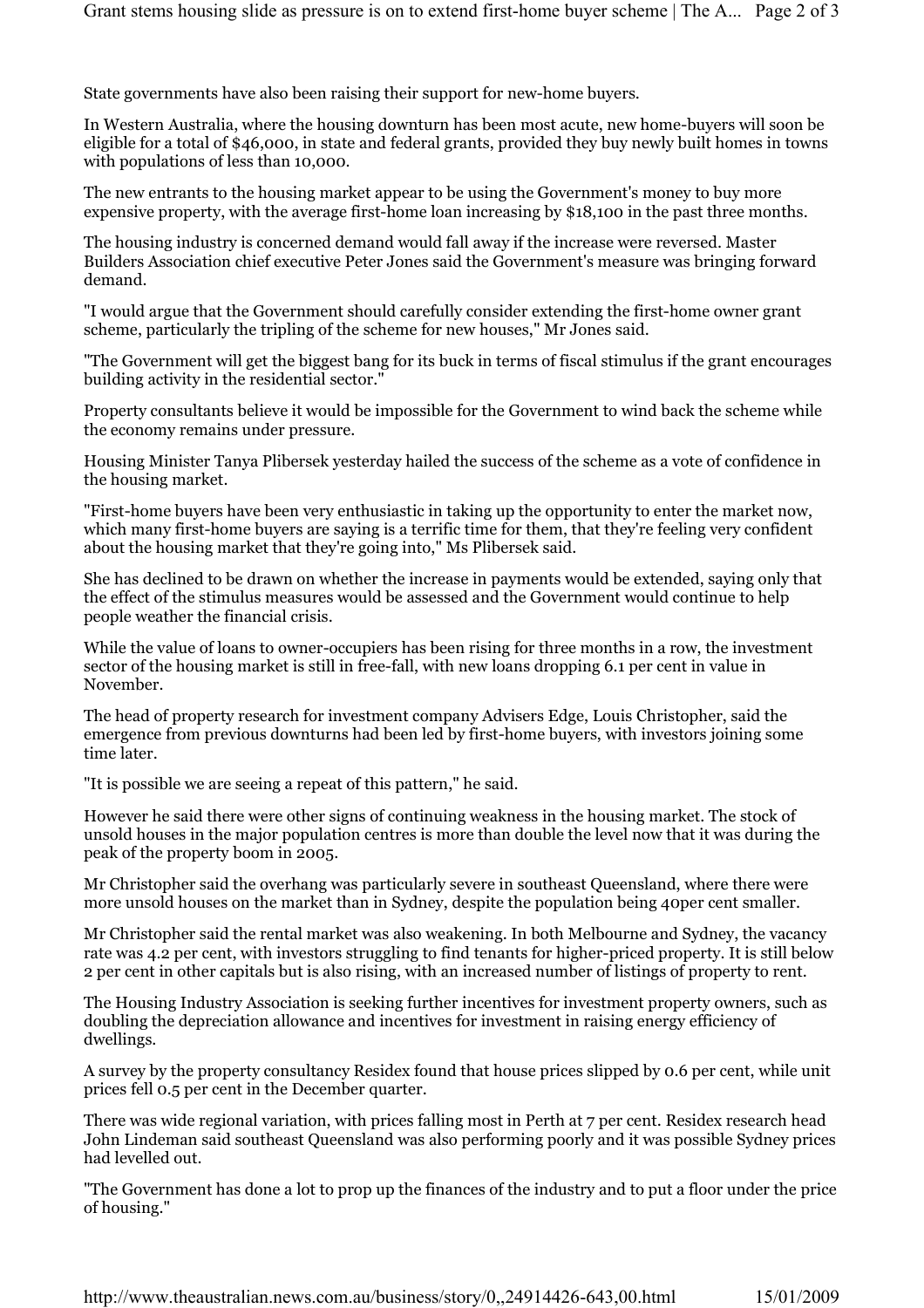State governments have also been raising their support for new-home buyers.

In Western Australia, where the housing downturn has been most acute, new home-buyers will soon be eligible for a total of $46,000, in state and federal grants, provided they buy newly built homes in towns with populations of less than 10,000.

The new entrants to the housing market appear to be using the Government's money to buy more expensive property, with the average first-home loan increasing by $18,100 in the past three months.

The housing industry is concerned demand would fall away if the increase were reversed. Master Builders Association chief executive Peter Jones said the Government's measure was bringing forward demand.

"I would argue that the Government should carefully consider extending the first-home owner grant scheme, particularly the tripling of the scheme for new houses," Mr Jones said.

"The Government will get the biggest bang for its buck in terms of fiscal stimulus if the grant encourages building activity in the residential sector."

Property consultants believe it would be impossible for the Government to wind back the scheme while the economy remains under pressure.

Housing Minister Tanya Plibersek yesterday hailed the success of the scheme as a vote of confidence in the housing market.

"First-home buyers have been very enthusiastic in taking up the opportunity to enter the market now, which many first-home buyers are saying is a terrific time for them, that they're feeling very confident about the housing market that they're going into," Ms Plibersek said.

She has declined to be drawn on whether the increase in payments would be extended, saying only that the effect of the stimulus measures would be assessed and the Government would continue to help people weather the financial crisis.

While the value of loans to owner-occupiers has been rising for three months in a row, the investment sector of the housing market is still in free-fall, with new loans dropping 6.1 per cent in value in November.

The head of property research for investment company Advisers Edge, Louis Christopher, said the emergence from previous downturns had been led by first-home buyers, with investors joining some time later.

"It is possible we are seeing a repeat of this pattern," he said.

However he said there were other signs of continuing weakness in the housing market. The stock of unsold houses in the major population centres is more than double the level now that it was during the peak of the property boom in 2005.

Mr Christopher said the overhang was particularly severe in southeast Queensland, where there were more unsold houses on the market than in Sydney, despite the population being 40per cent smaller.

Mr Christopher said the rental market was also weakening. In both Melbourne and Sydney, the vacancy rate was 4.2 per cent, with investors struggling to find tenants for higher-priced property. It is still below 2 per cent in other capitals but is also rising, with an increased number of listings of property to rent.

The Housing Industry Association is seeking further incentives for investment property owners, such as doubling the depreciation allowance and incentives for investment in raising energy efficiency of dwellings.

A survey by the property consultancy Residex found that house prices slipped by 0.6 per cent, while unit prices fell 0.5 per cent in the December quarter.

There was wide regional variation, with prices falling most in Perth at 7 per cent. Residex research head John Lindeman said southeast Queensland was also performing poorly and it was possible Sydney prices had levelled out.

"The Government has done a lot to prop up the finances of the industry and to put a floor under the price of housing."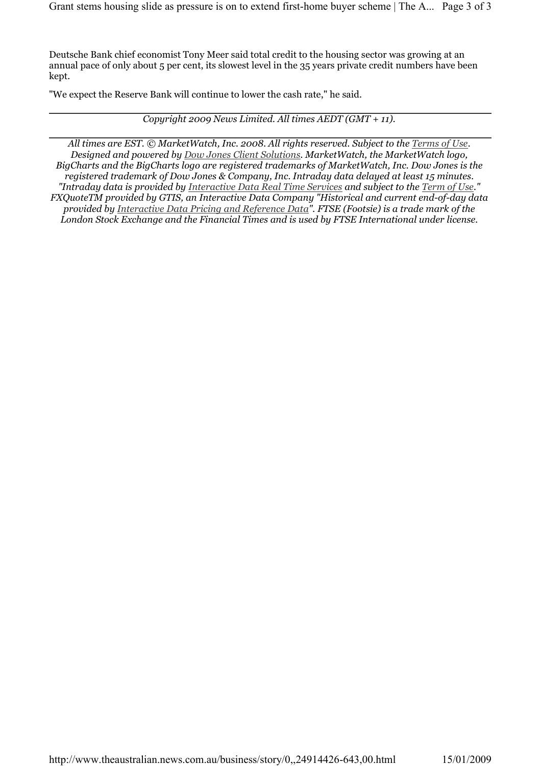Deutsche Bank chief economist Tony Meer said total credit to the housing sector was growing at an annual pace of only about 5 per cent, its slowest level in the 35 years private credit numbers have been kept.

"We expect the Reserve Bank will continue to lower the cash rate," he said.

---

*Copyright 2009 News Limited. All times AEDT (GMT + 11).*

---

*All times are EST. © MarketWatch, Inc. 2008. All rights reserved. Subject to the Terms of Use. Designed and powered by Dow Jones Client Solutions. MarketWatch, the MarketWatch logo, BigCharts and the BigCharts logo are registered trademarks of MarketWatch, Inc. Dow Jones is the registered trademark of Dow Jones & Company, Inc. Intraday data delayed at least 15 minutes. "Intraday data is provided by Interactive Data Real Time Services and subject to the Term of Use." FXQuoteTM provided by GTIS, an Interactive Data Company "Historical and current end-of-day data provided by Interactive Data Pricing and Reference Data". FTSE (Footsie) is a trade mark of the London Stock Exchange and the Financial Times and is used by FTSE International under license.*